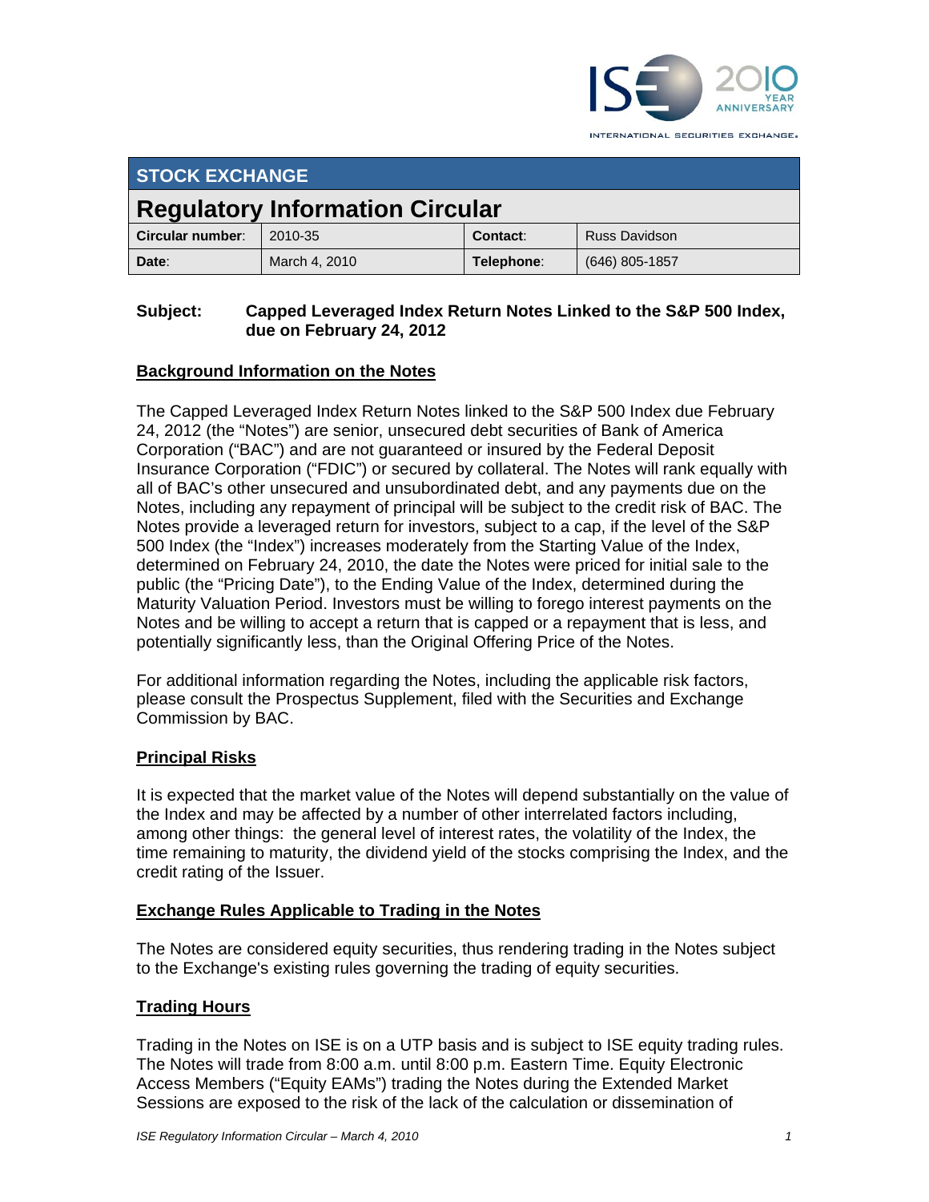INTERNATIONAL SECURITIES EXCHANGE.

| STOCK EXCHANGE | | | |
|---|---|---|---|
| **Regulatory Information Circular** | | | |
| **Circular number**: | 2010-35 | **Contact**: | Russ Davidson |
| **Date**: | March 4, 2010 | **Telephone**: | (646) 805-1857 |

**Subject: Capped Leveraged Index Return Notes Linked to the S&P 500 Index, due on February 24, 2012**

## Background Information on the Notes

The Capped Leveraged Index Return Notes linked to the S&P 500 Index due February 24, 2012 (the "Notes") are senior, unsecured debt securities of Bank of America Corporation ("BAC") and are not guaranteed or insured by the Federal Deposit Insurance Corporation ("FDIC") or secured by collateral. The Notes will rank equally with all of BAC's other unsecured and unsubordinated debt, and any payments due on the Notes, including any repayment of principal will be subject to the credit risk of BAC. The Notes provide a leveraged return for investors, subject to a cap, if the level of the S&P 500 Index (the "Index") increases moderately from the Starting Value of the Index, determined on February 24, 2010, the date the Notes were priced for initial sale to the public (the "Pricing Date"), to the Ending Value of the Index, determined during the Maturity Valuation Period. Investors must be willing to forego interest payments on the Notes and be willing to accept a return that is capped or a repayment that is less, and potentially significantly less, than the Original Offering Price of the Notes.

For additional information regarding the Notes, including the applicable risk factors, please consult the Prospectus Supplement, filed with the Securities and Exchange Commission by BAC.

## Principal Risks

It is expected that the market value of the Notes will depend substantially on the value of the Index and may be affected by a number of other interrelated factors including, among other things: the general level of interest rates, the volatility of the Index, the time remaining to maturity, the dividend yield of the stocks comprising the Index, and the credit rating of the Issuer.

## Exchange Rules Applicable to Trading in the Notes

The Notes are considered equity securities, thus rendering trading in the Notes subject to the Exchange's existing rules governing the trading of equity securities.

## Trading Hours

Trading in the Notes on ISE is on a UTP basis and is subject to ISE equity trading rules. The Notes will trade from 8:00 a.m. until 8:00 p.m. Eastern Time. Equity Electronic Access Members ("Equity EAMs") trading the Notes during the Extended Market Sessions are exposed to the risk of the lack of the calculation or dissemination of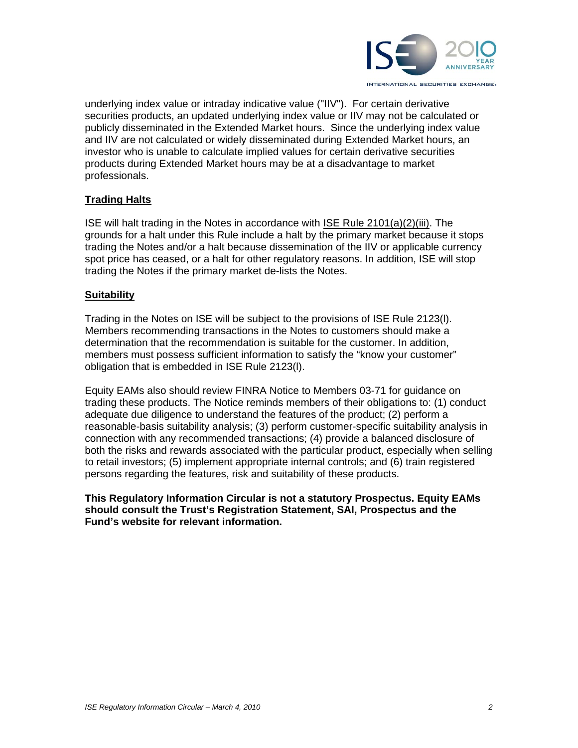underlying index value or intraday indicative value ("IIV"). For certain derivative securities products, an updated underlying index value or IIV may not be calculated or publicly disseminated in the Extended Market hours. Since the underlying index value and IIV are not calculated or widely disseminated during Extended Market hours, an investor who is unable to calculate implied values for certain derivative securities products during Extended Market hours may be at a disadvantage to market professionals.

## Trading Halts

ISE will halt trading in the Notes in accordance with ISE Rule 2101(a)(2)(iii). The grounds for a halt under this Rule include a halt by the primary market because it stops trading the Notes and/or a halt because dissemination of the IIV or applicable currency spot price has ceased, or a halt for other regulatory reasons. In addition, ISE will stop trading the Notes if the primary market de-lists the Notes.

## Suitability

Trading in the Notes on ISE will be subject to the provisions of ISE Rule 2123(l). Members recommending transactions in the Notes to customers should make a determination that the recommendation is suitable for the customer. In addition, members must possess sufficient information to satisfy the "know your customer" obligation that is embedded in ISE Rule 2123(l).

Equity EAMs also should review FINRA Notice to Members 03-71 for guidance on trading these products. The Notice reminds members of their obligations to: (1) conduct adequate due diligence to understand the features of the product; (2) perform a reasonable-basis suitability analysis; (3) perform customer-specific suitability analysis in connection with any recommended transactions; (4) provide a balanced disclosure of both the risks and rewards associated with the particular product, especially when selling to retail investors; (5) implement appropriate internal controls; and (6) train registered persons regarding the features, risk and suitability of these products.

**This Regulatory Information Circular is not a statutory Prospectus. Equity EAMs should consult the Trust's Registration Statement, SAI, Prospectus and the Fund's website for relevant information.**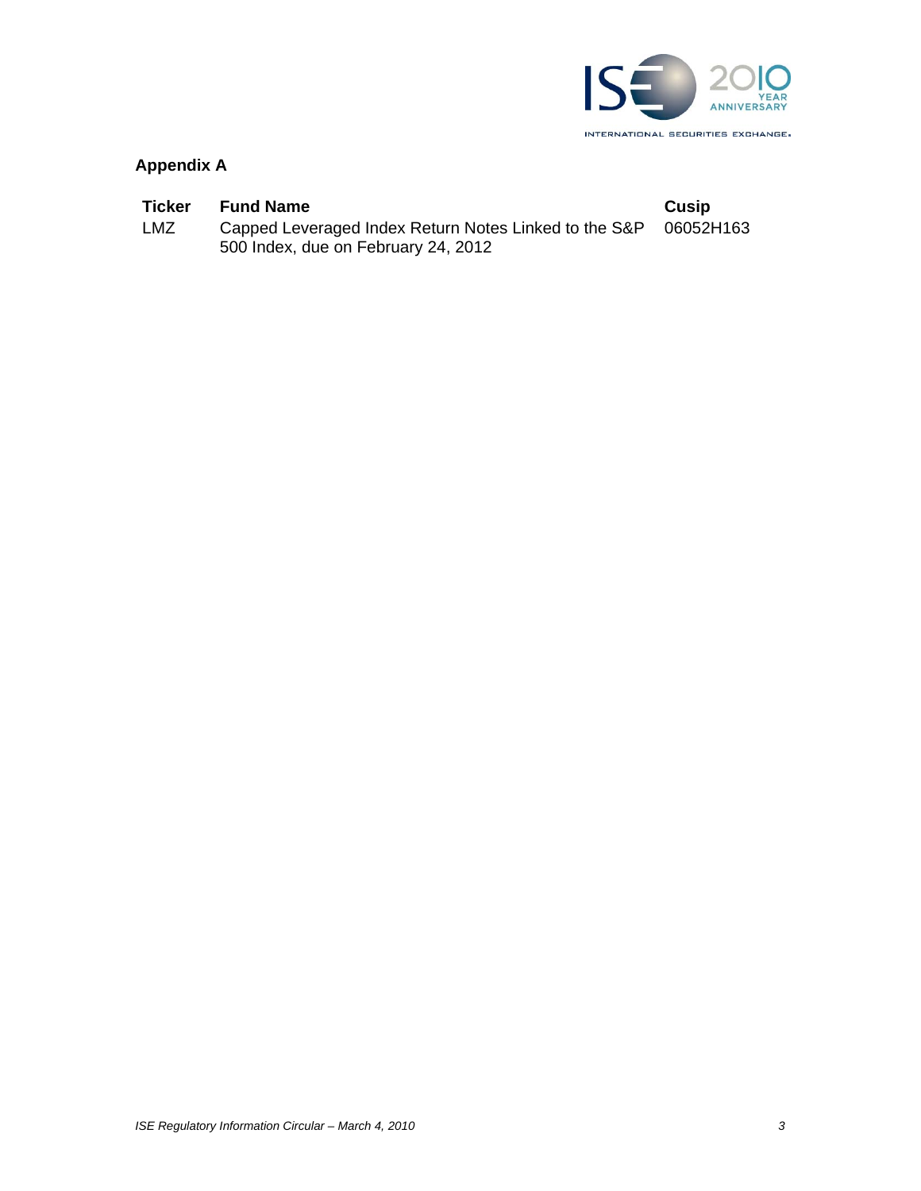## Appendix A

| Ticker | Fund Name | Cusip |
| --- | --- | --- |
| LMZ | Capped Leveraged Index Return Notes Linked to the S&P 500 Index, due on February 24, 2012 | 06052H163 |